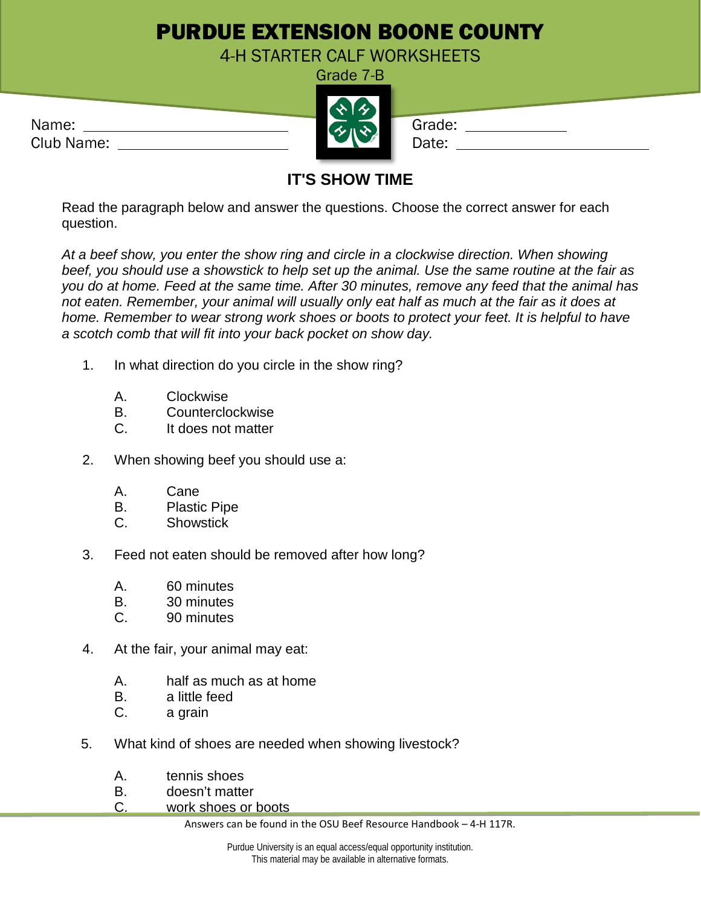# PURDUE EXTENSION BOONE COUNTY

4-H STARTER CALF WORKSHEETS

Grade 7-B

Name: ______________________ Grade: __________

Club Name: ______________________ Date: ______________________

## IT'S SHOW TIME

Read the paragraph below and answer the questions. Choose the correct answer for each question.

*At a beef show, you enter the show ring and circle in a clockwise direction. When showing beef, you should use a showstick to help set up the animal. Use the same routine at the fair as you do at home. Feed at the same time. After 30 minutes, remove any feed that the animal has not eaten. Remember, your animal will usually only eat half as much at the fair as it does at home. Remember to wear strong work shoes or boots to protect your feet. It is helpful to have a scotch comb that will fit into your back pocket on show day.*

1. In what direction do you circle in the show ring?

   A. Clockwise
   B. Counterclockwise
   C. It does not matter

2. When showing beef you should use a:

   A. Cane
   B. Plastic Pipe
   C. Showstick

3. Feed not eaten should be removed after how long?

   A. 60 minutes
   B. 30 minutes
   C. 90 minutes

4. At the fair, your animal may eat:

   A. half as much as at home
   B. a little feed
   C. a grain

5. What kind of shoes are needed when showing livestock?

   A. tennis shoes
   B. doesn't matter
   C. work shoes or boots

Answers can be found in the OSU Beef Resource Handbook – 4-H 117R.

Purdue University is an equal access/equal opportunity institution.
This material may be available in alternative formats.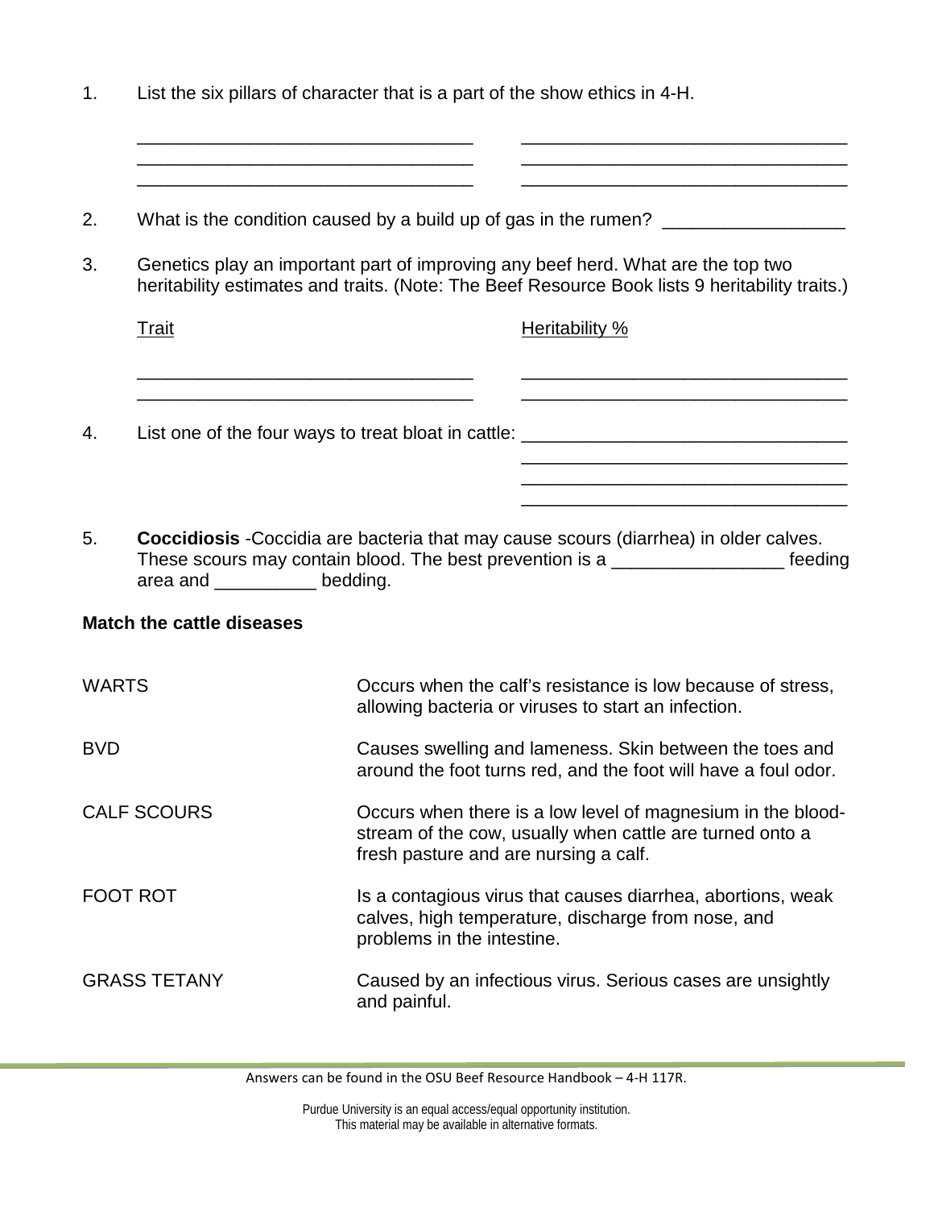1. List the six pillars of character that is a part of the show ethics in 4-H.

   ________________________________ ________________________________
   ________________________________ ________________________________
   ________________________________ ________________________________

2. What is the condition caused by a build up of gas in the rumen? __________________

3. Genetics play an important part of improving any beef herd. What are the top two heritability estimates and traits. (Note: The Beef Resource Book lists 9 heritability traits.)

   | Trait | Heritability % |
   |---|---|
   | ________________________________ | ________________________________ |
   | ________________________________ | ________________________________ |

4. List one of the four ways to treat bloat in cattle: ________________________________
   ________________________________
   ________________________________
   ________________________________

5. **Coccidiosis** -Coccidia are bacteria that may cause scours (diarrhea) in older calves. These scours may contain blood. The best prevention is a _________________ feeding area and __________ bedding.

**Match the cattle diseases**

| | |
|---|---|
| WARTS | Occurs when the calf's resistance is low because of stress, allowing bacteria or viruses to start an infection. |
| BVD | Causes swelling and lameness. Skin between the toes and around the foot turns red, and the foot will have a foul odor. |
| CALF SCOURS | Occurs when there is a low level of magnesium in the blood-stream of the cow, usually when cattle are turned onto a fresh pasture and are nursing a calf. |
| FOOT ROT | Is a contagious virus that causes diarrhea, abortions, weak calves, high temperature, discharge from nose, and problems in the intestine. |
| GRASS TETANY | Caused by an infectious virus. Serious cases are unsightly and painful. |

Answers can be found in the OSU Beef Resource Handbook – 4-H 117R.

Purdue University is an equal access/equal opportunity institution.
This material may be available in alternative formats.